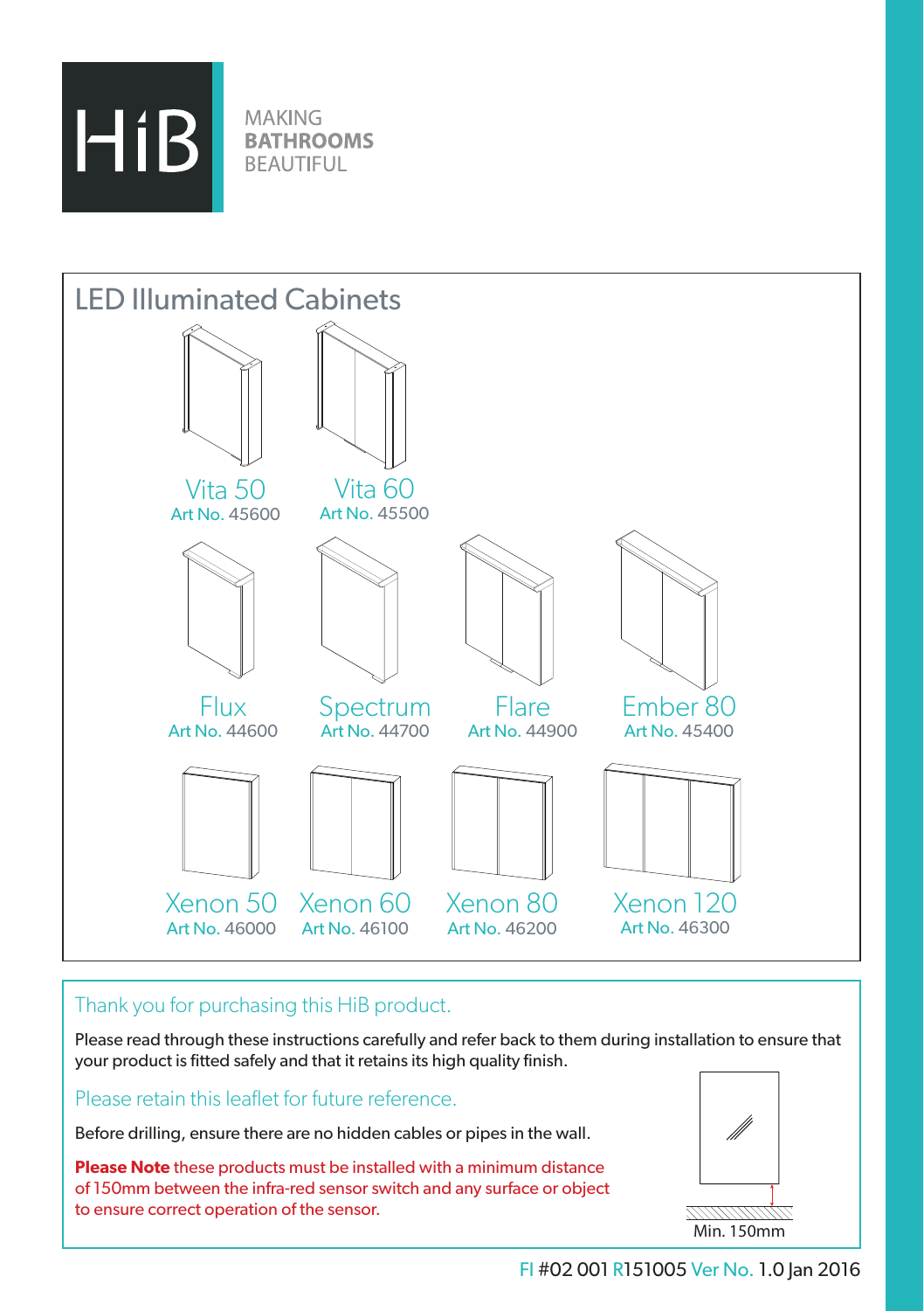HiB

MAKING
**BATHROOMS**
BEAUTIFUL

## LED Illuminated Cabinets

Vita 50
Art No. 45600

Vita 60
Art No. 45500

Flux
Art No. 44600

Spectrum
Art No. 44700

Flare
Art No. 44900

Ember 80
Art No. 45400

Xenon 50
Art No. 46000

Xenon 60
Art No. 46100

Xenon 80
Art No. 46200

Xenon 120
Art No. 46300

### Thank you for purchasing this HiB product.

Please read through these instructions carefully and refer back to them during installation to ensure that your product is fitted safely and that it retains its high quality finish.

### Please retain this leaflet for future reference.

Before drilling, ensure there are no hidden cables or pipes in the wall.

**Please Note** these products must be installed with a minimum distance of 150mm between the infra-red sensor switch and any surface or object to ensure correct operation of the sensor.

Min. 150mm

FI #02 001 R151005 Ver No. 1.0 Jan 2016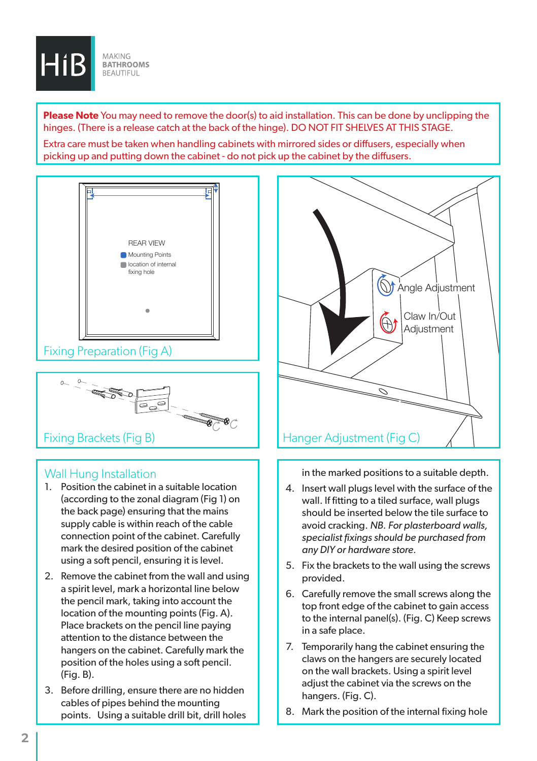**Please Note** You may need to remove the door(s) to aid installation. This can be done by unclipping the hinges. (There is a release catch at the back of the hinge). DO NOT FIT SHELVES AT THIS STAGE.

Extra care must be taken when handling cabinets with mirrored sides or diffusers, especially when picking up and putting down the cabinet - do not pick up the cabinet by the diffusers.

REAR VIEW

Mounting Points

location of internal fixing hole

Fixing Preparation (Fig A)

Fixing Brackets (Fig B)

Angle Adjustment

Claw In/Out Adjustment

Hanger Adjustment (Fig C)

## Wall Hung Installation

1. Position the cabinet in a suitable location (according to the zonal diagram (Fig 1) on the back page) ensuring that the mains supply cable is within reach of the cable connection point of the cabinet. Carefully mark the desired position of the cabinet using a soft pencil, ensuring it is level.
2. Remove the cabinet from the wall and using a spirit level, mark a horizontal line below the pencil mark, taking into account the location of the mounting points (Fig. A). Place brackets on the pencil line paying attention to the distance between the hangers on the cabinet. Carefully mark the position of the holes using a soft pencil. (Fig. B).
3. Before drilling, ensure there are no hidden cables of pipes behind the mounting points. Using a suitable drill bit, drill holes in the marked positions to a suitable depth.
4. Insert wall plugs level with the surface of the wall. If fitting to a tiled surface, wall plugs should be inserted below the tile surface to avoid cracking. *NB. For plasterboard walls, specialist fixings should be purchased from any DIY or hardware store.*
5. Fix the brackets to the wall using the screws provided.
6. Carefully remove the small screws along the top front edge of the cabinet to gain access to the internal panel(s). (Fig. C) Keep screws in a safe place.
7. Temporarily hang the cabinet ensuring the claws on the hangers are securely located on the wall brackets. Using a spirit level adjust the cabinet via the screws on the hangers. (Fig. C).
8. Mark the position of the internal fixing hole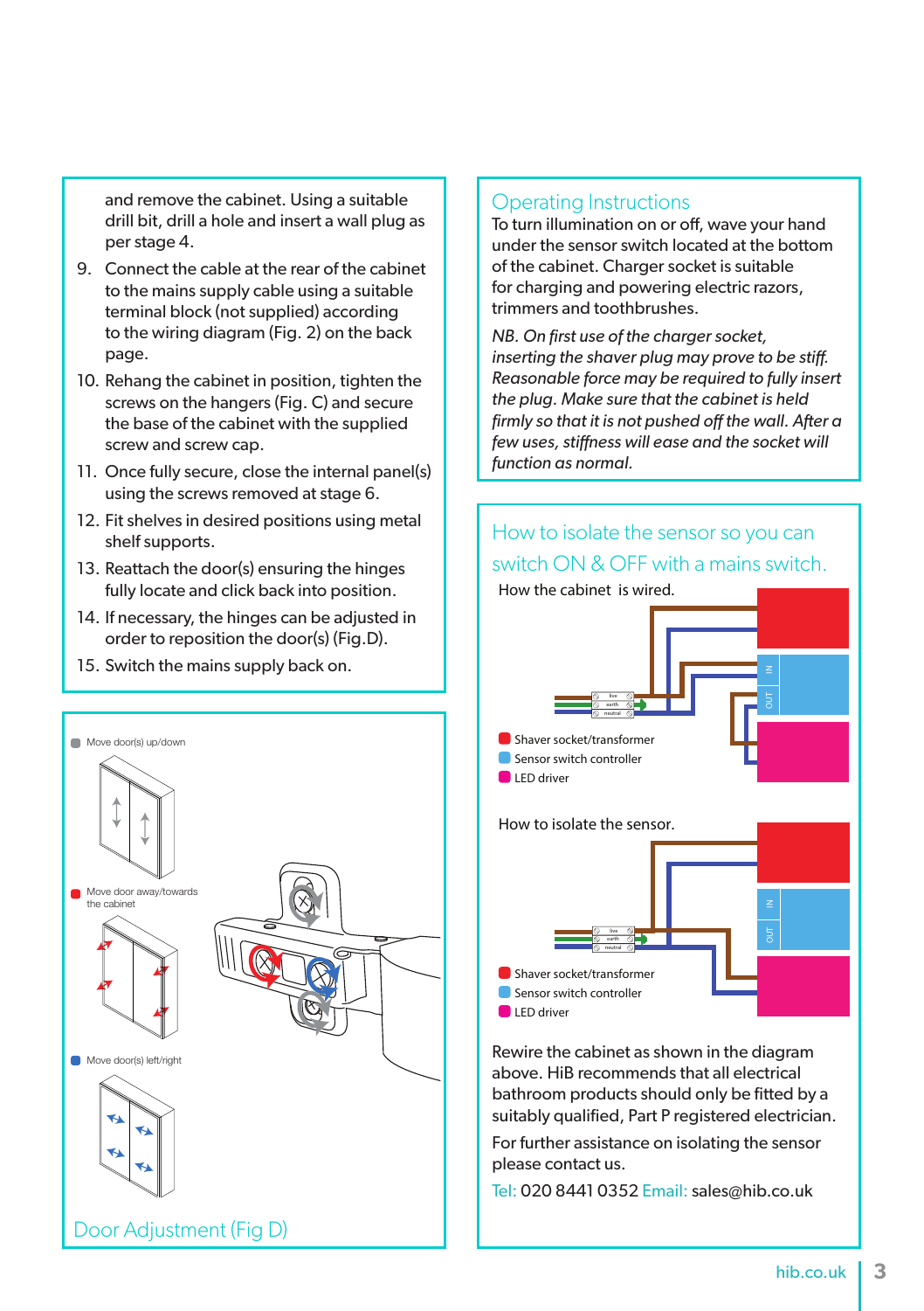and remove the cabinet. Using a suitable drill bit, drill a hole and insert a wall plug as per stage 4.

9. Connect the cable at the rear of the cabinet to the mains supply cable using a suitable terminal block (not supplied) according to the wiring diagram (Fig. 2) on the back page.
10. Rehang the cabinet in position, tighten the screws on the hangers (Fig. C) and secure the base of the cabinet with the supplied screw and screw cap.
11. Once fully secure, close the internal panel(s) using the screws removed at stage 6.
12. Fit shelves in desired positions using metal shelf supports.
13. Reattach the door(s) ensuring the hinges fully locate and click back into position.
14. If necessary, the hinges can be adjusted in order to reposition the door(s) (Fig.D).
15. Switch the mains supply back on.

Move door(s) up/down

Move door away/towards the cabinet

Move door(s) left/right

## Door Adjustment (Fig D)

## Operating Instructions

To turn illumination on or off, wave your hand under the sensor switch located at the bottom of the cabinet. Charger socket is suitable for charging and powering electric razors, trimmers and toothbrushes.

*NB. On first use of the charger socket, inserting the shaver plug may prove to be stiff. Reasonable force may be required to fully insert the plug. Make sure that the cabinet is held firmly so that it is not pushed off the wall. After a few uses, stiffness will ease and the socket will function as normal.*

## How to isolate the sensor so you can switch ON & OFF with a mains switch.

How the cabinet is wired.

live
earth
neutral

IN
OUT

- Shaver socket/transformer
- Sensor switch controller
- LED driver

How to isolate the sensor.

live
earth
neutral

IN
OUT

- Shaver socket/transformer
- Sensor switch controller
- LED driver

Rewire the cabinet as shown in the diagram above. HiB recommends that all electrical bathroom products should only be fitted by a suitably qualified, Part P registered electrician.

For further assistance on isolating the sensor please contact us.

Tel: 020 8441 0352 Email: sales@hib.co.uk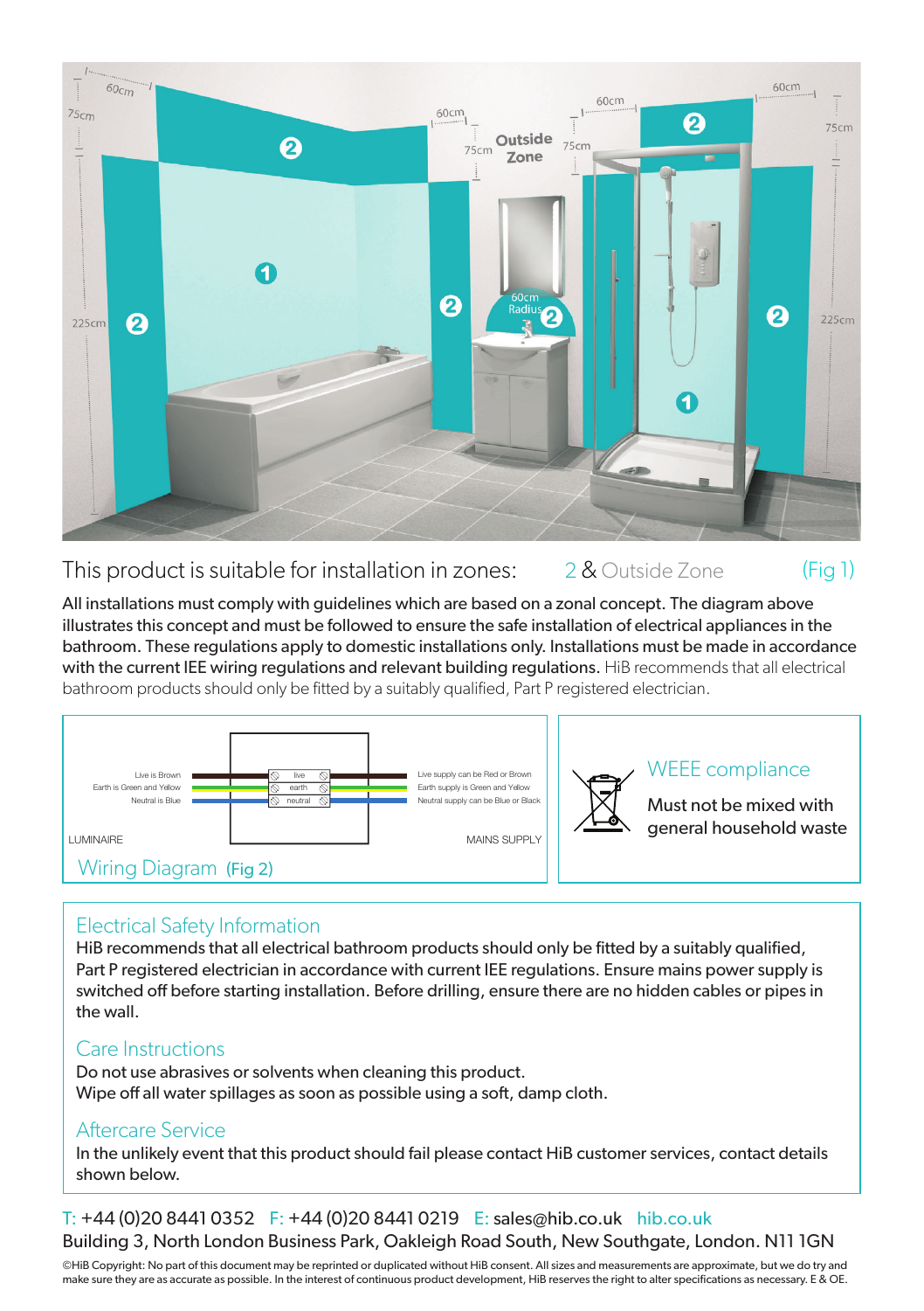60cm

75cm

225cm

2

1

60cm

75cm

Outside Zone

60cm

75cm

60cm Radius

2

60cm

75cm

225cm

2

1

This product is suitable for installation in zones: 2 & Outside Zone (Fig 1)

All installations must comply with guidelines which are based on a zonal concept. The diagram above illustrates this concept and must be followed to ensure the safe installation of electrical appliances in the bathroom. These regulations apply to domestic installations only. Installations must be made in accordance with the current IEE wiring regulations and relevant building regulations. HiB recommends that all electrical bathroom products should only be fitted by a suitably qualified, Part P registered electrician.

Live is Brown

Earth is Green and Yellow

Neutral is Blue

live

earth

neutral

Live supply can be Red or Brown

Earth supply is Green and Yellow

Neutral supply can be Blue or Black

LUMINAIRE

MAINS SUPPLY

Wiring Diagram (Fig 2)

## WEEE compliance

Must not be mixed with general household waste

## Electrical Safety Information

HiB recommends that all electrical bathroom products should only be fitted by a suitably qualified, Part P registered electrician in accordance with current IEE regulations. Ensure mains power supply is switched off before starting installation. Before drilling, ensure there are no hidden cables or pipes in the wall.

## Care Instructions

Do not use abrasives or solvents when cleaning this product.
Wipe off all water spillages as soon as possible using a soft, damp cloth.

## Aftercare Service

In the unlikely event that this product should fail please contact HiB customer services, contact details shown below.

T: +44 (0)20 8441 0352 F: +44 (0)20 8441 0219 E: sales@hib.co.uk hib.co.uk
Building 3, North London Business Park, Oakleigh Road South, New Southgate, London. N11 1GN

©HiB Copyright: No part of this document may be reprinted or duplicated without HiB consent. All sizes and measurements are approximate, but we do try and make sure they are as accurate as possible. In the interest of continuous product development, HiB reserves the right to alter specifications as necessary. E & OE.